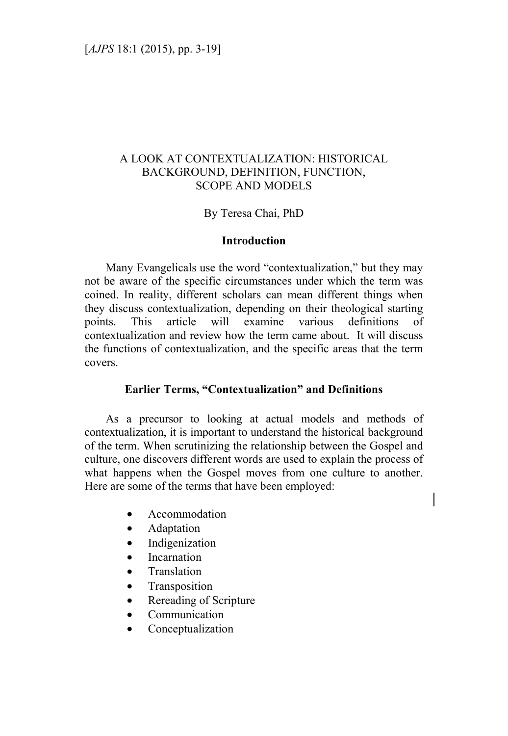# A LOOK AT CONTEXTUALIZATION: HISTORICAL BACKGROUND, DEFINITION, FUNCTION, SCOPE AND MODELS

By Teresa Chai, PhD

## Introduction

Many Evangelicals use the word "contextualization," but they may not be aware of the specific circumstances under which the term was coined. In reality, different scholars can mean different things when they discuss contextualization, depending on their theological starting points. This article will examine various definitions of contextualization and review how the term came about. It will discuss the functions of contextualization, and the specific areas that the term covers.

## Earlier Terms, "Contextualization" and Definitions

As a precursor to looking at actual models and methods of contextualization, it is important to understand the historical background of the term. When scrutinizing the relationship between the Gospel and culture, one discovers different words are used to explain the process of what happens when the Gospel moves from one culture to another. Here are some of the terms that have been employed:

- Accommodation
- Adaptation
- Indigenization
- Incarnation
- Translation
- Transposition
- Rereading of Scripture
- Communication
- Conceptualization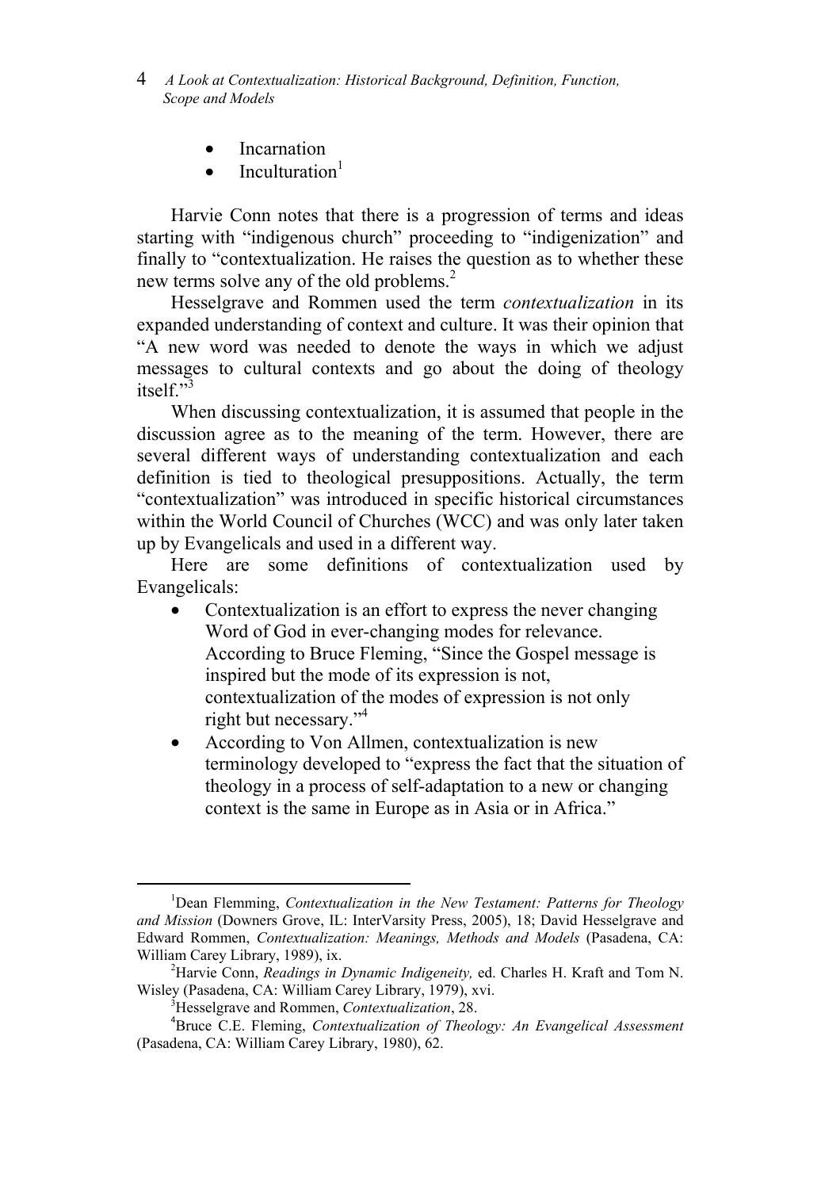- Incarnation
- Inculturation[1]

Harvie Conn notes that there is a progression of terms and ideas starting with "indigenous church" proceeding to "indigenization" and finally to "contextualization. He raises the question as to whether these new terms solve any of the old problems.[2]

Hesselgrave and Rommen used the term *contextualization* in its expanded understanding of context and culture. It was their opinion that "A new word was needed to denote the ways in which we adjust messages to cultural contexts and go about the doing of theology itself."[3]

When discussing contextualization, it is assumed that people in the discussion agree as to the meaning of the term. However, there are several different ways of understanding contextualization and each definition is tied to theological presuppositions. Actually, the term "contextualization" was introduced in specific historical circumstances within the World Council of Churches (WCC) and was only later taken up by Evangelicals and used in a different way.

Here are some definitions of contextualization used by Evangelicals:

- Contextualization is an effort to express the never changing Word of God in ever-changing modes for relevance. According to Bruce Fleming, "Since the Gospel message is inspired but the mode of its expression is not, contextualization of the modes of expression is not only right but necessary."[4]
- According to Von Allmen, contextualization is new terminology developed to "express the fact that the situation of theology in a process of self-adaptation to a new or changing context is the same in Europe as in Asia or in Africa."

---

[1] Dean Flemming, *Contextualization in the New Testament: Patterns for Theology and Mission* (Downers Grove, IL: InterVarsity Press, 2005), 18; David Hesselgrave and Edward Rommen, *Contextualization: Meanings, Methods and Models* (Pasadena, CA: William Carey Library, 1989), ix.

[2] Harvie Conn, *Readings in Dynamic Indigeneity,* ed. Charles H. Kraft and Tom N. Wisley (Pasadena, CA: William Carey Library, 1979), xvi.

[3] Hesselgrave and Rommen, *Contextualization*, 28.

[4] Bruce C.E. Fleming, *Contextualization of Theology: An Evangelical Assessment* (Pasadena, CA: William Carey Library, 1980), 62.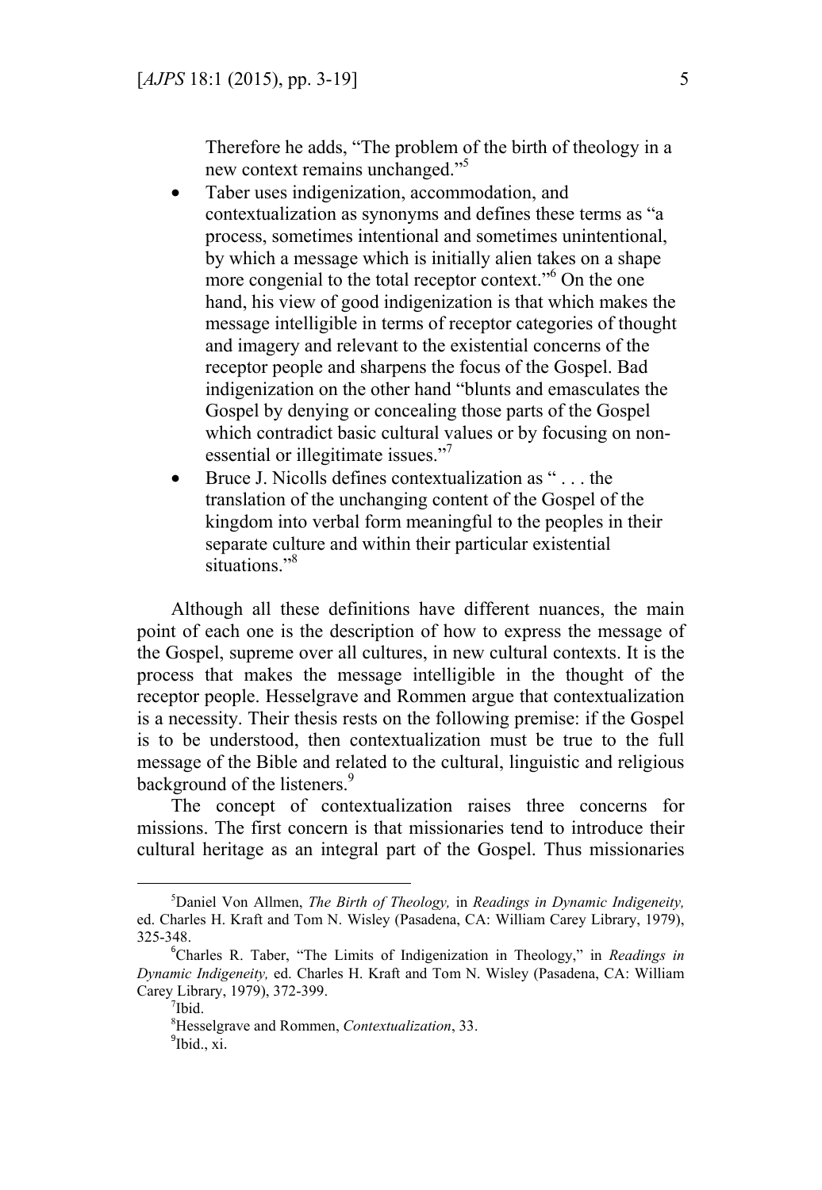Therefore he adds, "The problem of the birth of theology in a new context remains unchanged."[5]

- Taber uses indigenization, accommodation, and contextualization as synonyms and defines these terms as "a process, sometimes intentional and sometimes unintentional, by which a message which is initially alien takes on a shape more congenial to the total receptor context."[6] On the one hand, his view of good indigenization is that which makes the message intelligible in terms of receptor categories of thought and imagery and relevant to the existential concerns of the receptor people and sharpens the focus of the Gospel. Bad indigenization on the other hand "blunts and emasculates the Gospel by denying or concealing those parts of the Gospel which contradict basic cultural values or by focusing on non-essential or illegitimate issues."[7]
- Bruce J. Nicolls defines contextualization as " . . . the translation of the unchanging content of the Gospel of the kingdom into verbal form meaningful to the peoples in their separate culture and within their particular existential situations."[8]

Although all these definitions have different nuances, the main point of each one is the description of how to express the message of the Gospel, supreme over all cultures, in new cultural contexts. It is the process that makes the message intelligible in the thought of the receptor people. Hesselgrave and Rommen argue that contextualization is a necessity. Their thesis rests on the following premise: if the Gospel is to be understood, then contextualization must be true to the full message of the Bible and related to the cultural, linguistic and religious background of the listeners.[9]

The concept of contextualization raises three concerns for missions. The first concern is that missionaries tend to introduce their cultural heritage as an integral part of the Gospel. Thus missionaries

---

[5] Daniel Von Allmen, *The Birth of Theology,* in *Readings in Dynamic Indigeneity,* ed. Charles H. Kraft and Tom N. Wisley (Pasadena, CA: William Carey Library, 1979), 325-348.

[6] Charles R. Taber, "The Limits of Indigenization in Theology," in *Readings in Dynamic Indigeneity,* ed. Charles H. Kraft and Tom N. Wisley (Pasadena, CA: William Carey Library, 1979), 372-399.

[7] Ibid.

[8] Hesselgrave and Rommen, *Contextualization*, 33.

[9] Ibid., xi.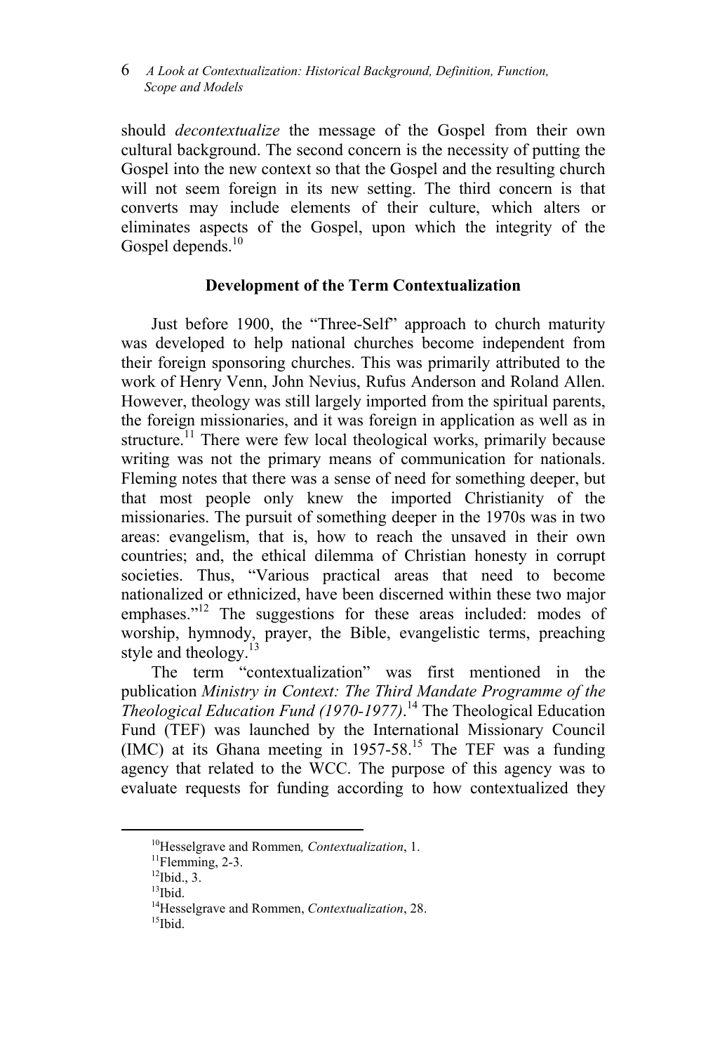should *decontextualize* the message of the Gospel from their own cultural background. The second concern is the necessity of putting the Gospel into the new context so that the Gospel and the resulting church will not seem foreign in its new setting. The third concern is that converts may include elements of their culture, which alters or eliminates aspects of the Gospel, upon which the integrity of the Gospel depends.[10]

### Development of the Term Contextualization

Just before 1900, the "Three-Self" approach to church maturity was developed to help national churches become independent from their foreign sponsoring churches. This was primarily attributed to the work of Henry Venn, John Nevius, Rufus Anderson and Roland Allen. However, theology was still largely imported from the spiritual parents, the foreign missionaries, and it was foreign in application as well as in structure.[11] There were few local theological works, primarily because writing was not the primary means of communication for nationals. Fleming notes that there was a sense of need for something deeper, but that most people only knew the imported Christianity of the missionaries. The pursuit of something deeper in the 1970s was in two areas: evangelism, that is, how to reach the unsaved in their own countries; and, the ethical dilemma of Christian honesty in corrupt societies. Thus, "Various practical areas that need to become nationalized or ethnicized, have been discerned within these two major emphases."[12] The suggestions for these areas included: modes of worship, hymnody, prayer, the Bible, evangelistic terms, preaching style and theology.[13]

The term "contextualization" was first mentioned in the publication *Ministry in Context: The Third Mandate Programme of the Theological Education Fund (1970-1977)*.[14] The Theological Education Fund (TEF) was launched by the International Missionary Council (IMC) at its Ghana meeting in 1957-58.[15] The TEF was a funding agency that related to the WCC. The purpose of this agency was to evaluate requests for funding according to how contextualized they

---

[10] Hesselgrave and Rommen*, Contextualization*, 1.

[11] Flemming, 2-3.

[12] Ibid., 3.

[13] Ibid.

[14] Hesselgrave and Rommen, *Contextualization*, 28.

[15] Ibid.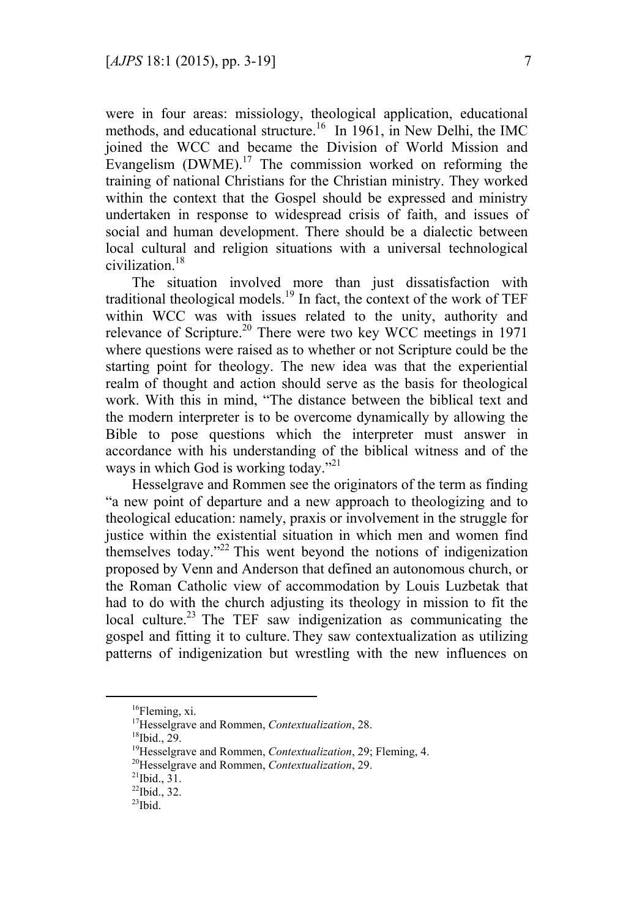were in four areas: missiology, theological application, educational methods, and educational structure.[16] In 1961, in New Delhi, the IMC joined the WCC and became the Division of World Mission and Evangelism (DWME).[17] The commission worked on reforming the training of national Christians for the Christian ministry. They worked within the context that the Gospel should be expressed and ministry undertaken in response to widespread crisis of faith, and issues of social and human development. There should be a dialectic between local cultural and religion situations with a universal technological civilization.[18]

The situation involved more than just dissatisfaction with traditional theological models.[19] In fact, the context of the work of TEF within WCC was with issues related to the unity, authority and relevance of Scripture.[20] There were two key WCC meetings in 1971 where questions were raised as to whether or not Scripture could be the starting point for theology. The new idea was that the experiential realm of thought and action should serve as the basis for theological work. With this in mind, "The distance between the biblical text and the modern interpreter is to be overcome dynamically by allowing the Bible to pose questions which the interpreter must answer in accordance with his understanding of the biblical witness and of the ways in which God is working today."[21]

Hesselgrave and Rommen see the originators of the term as finding "a new point of departure and a new approach to theologizing and to theological education: namely, praxis or involvement in the struggle for justice within the existential situation in which men and women find themselves today."[22] This went beyond the notions of indigenization proposed by Venn and Anderson that defined an autonomous church, or the Roman Catholic view of accommodation by Louis Luzbetak that had to do with the church adjusting its theology in mission to fit the local culture.[23] The TEF saw indigenization as communicating the gospel and fitting it to culture. They saw contextualization as utilizing patterns of indigenization but wrestling with the new influences on

---

[16] Fleming, xi.

[17] Hesselgrave and Rommen, *Contextualization*, 28.

[18] Ibid., 29.

[19] Hesselgrave and Rommen, *Contextualization*, 29; Fleming, 4.

[20] Hesselgrave and Rommen, *Contextualization*, 29.

[21] Ibid., 31.

[22] Ibid., 32.

[23] Ibid.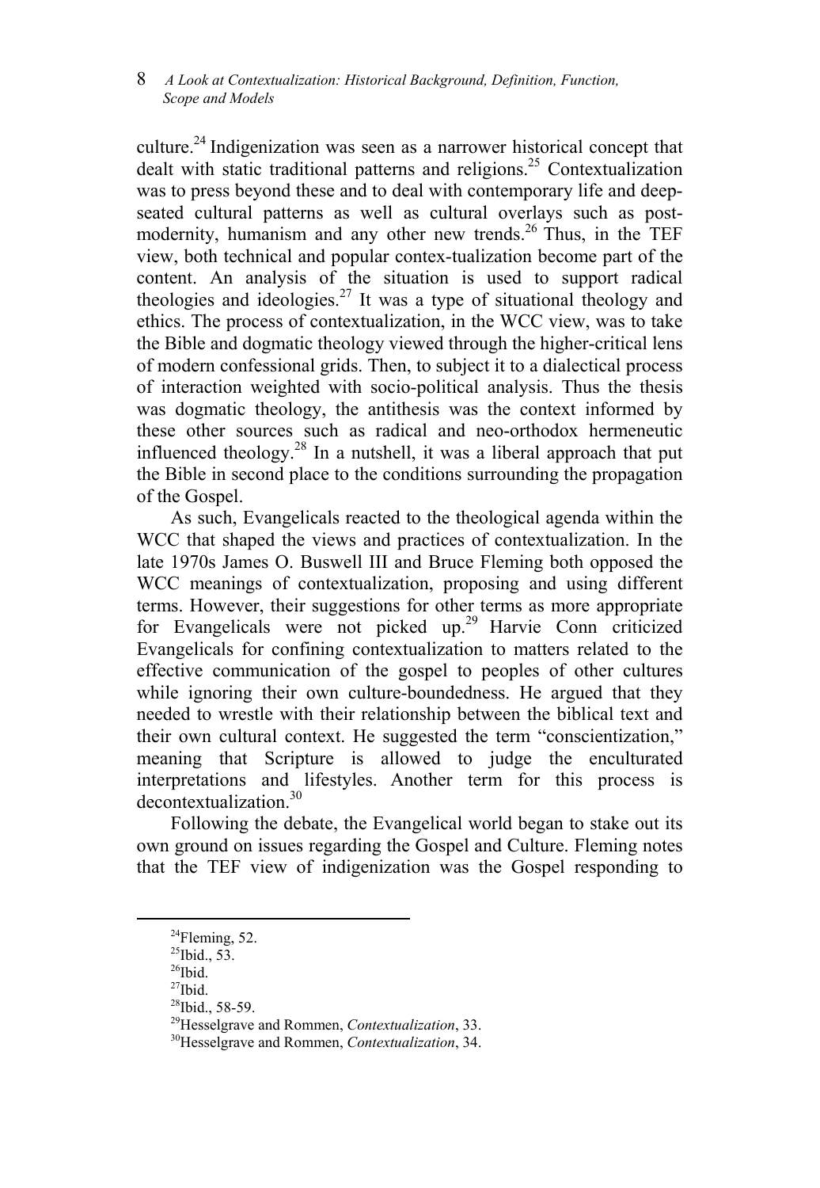culture.[24] Indigenization was seen as a narrower historical concept that dealt with static traditional patterns and religions.[25] Contextualization was to press beyond these and to deal with contemporary life and deep-seated cultural patterns as well as cultural overlays such as post-modernity, humanism and any other new trends.[26] Thus, in the TEF view, both technical and popular contex-tualization become part of the content. An analysis of the situation is used to support radical theologies and ideologies.[27] It was a type of situational theology and ethics. The process of contextualization, in the WCC view, was to take the Bible and dogmatic theology viewed through the higher-critical lens of modern confessional grids. Then, to subject it to a dialectical process of interaction weighted with socio-political analysis. Thus the thesis was dogmatic theology, the antithesis was the context informed by these other sources such as radical and neo-orthodox hermeneutic influenced theology.[28] In a nutshell, it was a liberal approach that put the Bible in second place to the conditions surrounding the propagation of the Gospel.

As such, Evangelicals reacted to the theological agenda within the WCC that shaped the views and practices of contextualization. In the late 1970s James O. Buswell III and Bruce Fleming both opposed the WCC meanings of contextualization, proposing and using different terms. However, their suggestions for other terms as more appropriate for Evangelicals were not picked up.[29] Harvie Conn criticized Evangelicals for confining contextualization to matters related to the effective communication of the gospel to peoples of other cultures while ignoring their own culture-boundedness. He argued that they needed to wrestle with their relationship between the biblical text and their own cultural context. He suggested the term "conscientization," meaning that Scripture is allowed to judge the enculturated interpretations and lifestyles. Another term for this process is decontextualization.[30]

Following the debate, the Evangelical world began to stake out its own ground on issues regarding the Gospel and Culture. Fleming notes that the TEF view of indigenization was the Gospel responding to

---

[24] Fleming, 52.

[25] Ibid., 53.

[26] Ibid.

[27] Ibid.

[28] Ibid., 58-59.

[29] Hesselgrave and Rommen, *Contextualization*, 33.

[30] Hesselgrave and Rommen, *Contextualization*, 34.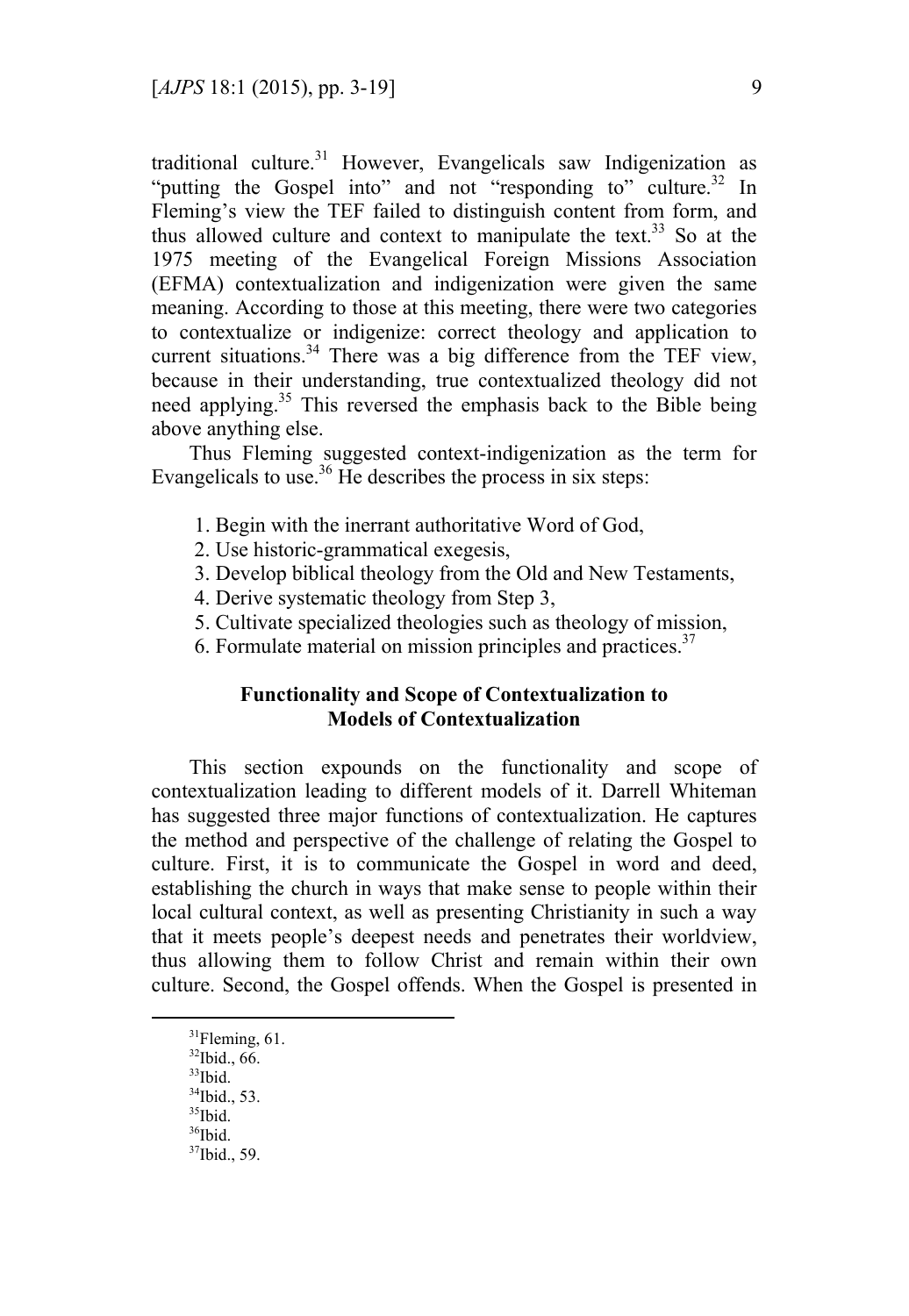traditional culture.[31] However, Evangelicals saw Indigenization as "putting the Gospel into" and not "responding to" culture.[32] In Fleming's view the TEF failed to distinguish content from form, and thus allowed culture and context to manipulate the text.[33] So at the 1975 meeting of the Evangelical Foreign Missions Association (EFMA) contextualization and indigenization were given the same meaning. According to those at this meeting, there were two categories to contextualize or indigenize: correct theology and application to current situations.[34] There was a big difference from the TEF view, because in their understanding, true contextualized theology did not need applying.[35] This reversed the emphasis back to the Bible being above anything else.

Thus Fleming suggested context-indigenization as the term for Evangelicals to use.[36] He describes the process in six steps:

1. Begin with the inerrant authoritative Word of God,
2. Use historic-grammatical exegesis,
3. Develop biblical theology from the Old and New Testaments,
4. Derive systematic theology from Step 3,
5. Cultivate specialized theologies such as theology of mission,
6. Formulate material on mission principles and practices.[37]

## Functionality and Scope of Contextualization to Models of Contextualization

This section expounds on the functionality and scope of contextualization leading to different models of it. Darrell Whiteman has suggested three major functions of contextualization. He captures the method and perspective of the challenge of relating the Gospel to culture. First, it is to communicate the Gospel in word and deed, establishing the church in ways that make sense to people within their local cultural context, as well as presenting Christianity in such a way that it meets people's deepest needs and penetrates their worldview, thus allowing them to follow Christ and remain within their own culture. Second, the Gospel offends. When the Gospel is presented in

---

[31]Fleming, 61.

[32]Ibid., 66.

[33]Ibid.

[34]Ibid., 53.

[35]Ibid.

[36]Ibid.

[37]Ibid., 59.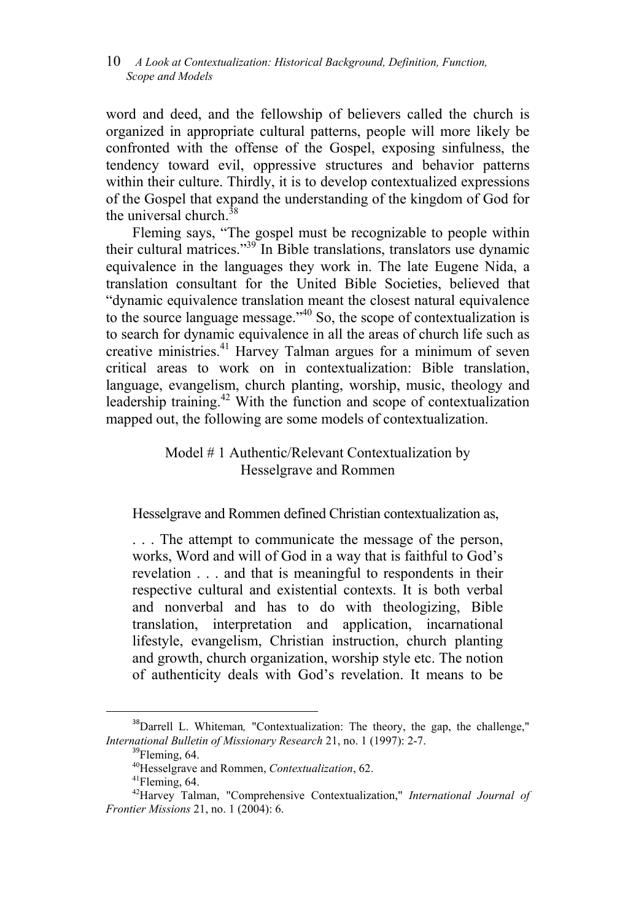word and deed, and the fellowship of believers called the church is organized in appropriate cultural patterns, people will more likely be confronted with the offense of the Gospel, exposing sinfulness, the tendency toward evil, oppressive structures and behavior patterns within their culture. Thirdly, it is to develop contextualized expressions of the Gospel that expand the understanding of the kingdom of God for the universal church.[38]

Fleming says, "The gospel must be recognizable to people within their cultural matrices."[39] In Bible translations, translators use dynamic equivalence in the languages they work in. The late Eugene Nida, a translation consultant for the United Bible Societies, believed that "dynamic equivalence translation meant the closest natural equivalence to the source language message."[40] So, the scope of contextualization is to search for dynamic equivalence in all the areas of church life such as creative ministries.[41] Harvey Talman argues for a minimum of seven critical areas to work on in contextualization: Bible translation, language, evangelism, church planting, worship, music, theology and leadership training.[42] With the function and scope of contextualization mapped out, the following are some models of contextualization.

### Model # 1 Authentic/Relevant Contextualization by Hesselgrave and Rommen

Hesselgrave and Rommen defined Christian contextualization as,

> . . . The attempt to communicate the message of the person, works, Word and will of God in a way that is faithful to God's revelation . . . and that is meaningful to respondents in their respective cultural and existential contexts. It is both verbal and nonverbal and has to do with theologizing, Bible translation, interpretation and application, incarnational lifestyle, evangelism, Christian instruction, church planting and growth, church organization, worship style etc. The notion of authenticity deals with God's revelation. It means to be

---

[38] Darrell L. Whiteman, "Contextualization: The theory, the gap, the challenge," *International Bulletin of Missionary Research* 21, no. 1 (1997): 2-7.

[39] Fleming, 64.

[40] Hesselgrave and Rommen, *Contextualization*, 62.

[41] Fleming, 64.

[42] Harvey Talman, "Comprehensive Contextualization," *International Journal of Frontier Missions* 21, no. 1 (2004): 6.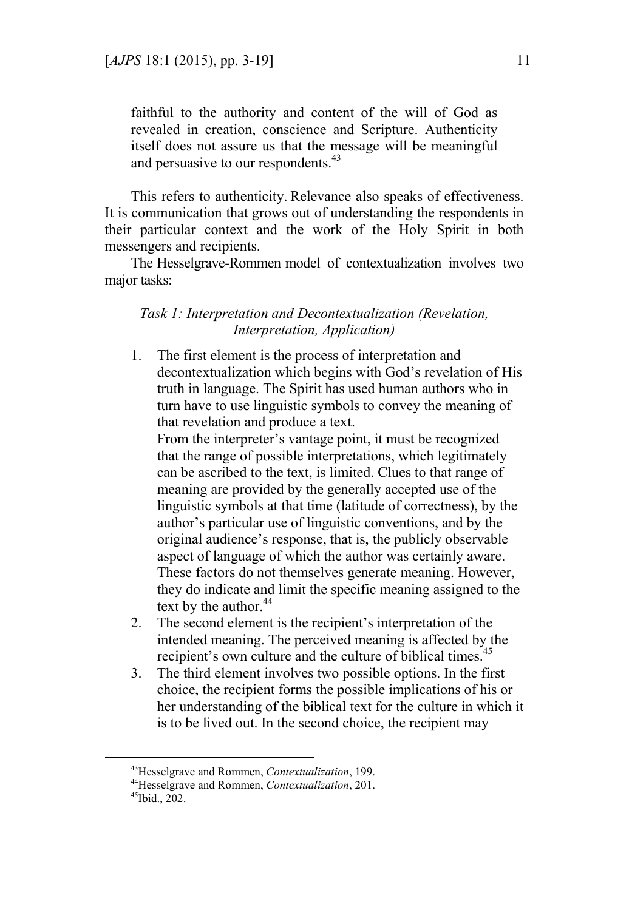> faithful to the authority and content of the will of God as revealed in creation, conscience and Scripture. Authenticity itself does not assure us that the message will be meaningful and persuasive to our respondents.[43]

This refers to authenticity. Relevance also speaks of effectiveness. It is communication that grows out of understanding the respondents in their particular context and the work of the Holy Spirit in both messengers and recipients.

The Hesselgrave-Rommen model of contextualization involves two major tasks:

*Task 1: Interpretation and Decontextualization (Revelation, Interpretation, Application)*

1. The first element is the process of interpretation and decontextualization which begins with God's revelation of His truth in language. The Spirit has used human authors who in turn have to use linguistic symbols to convey the meaning of that revelation and produce a text.
   From the interpreter's vantage point, it must be recognized that the range of possible interpretations, which legitimately can be ascribed to the text, is limited. Clues to that range of meaning are provided by the generally accepted use of the linguistic symbols at that time (latitude of correctness), by the author's particular use of linguistic conventions, and by the original audience's response, that is, the publicly observable aspect of language of which the author was certainly aware. These factors do not themselves generate meaning. However, they do indicate and limit the specific meaning assigned to the text by the author.[44]
2. The second element is the recipient's interpretation of the intended meaning. The perceived meaning is affected by the recipient's own culture and the culture of biblical times.[45]
3. The third element involves two possible options. In the first choice, the recipient forms the possible implications of his or her understanding of the biblical text for the culture in which it is to be lived out. In the second choice, the recipient may

---

[43] Hesselgrave and Rommen, *Contextualization*, 199.

[44] Hesselgrave and Rommen, *Contextualization*, 201.

[45] Ibid., 202.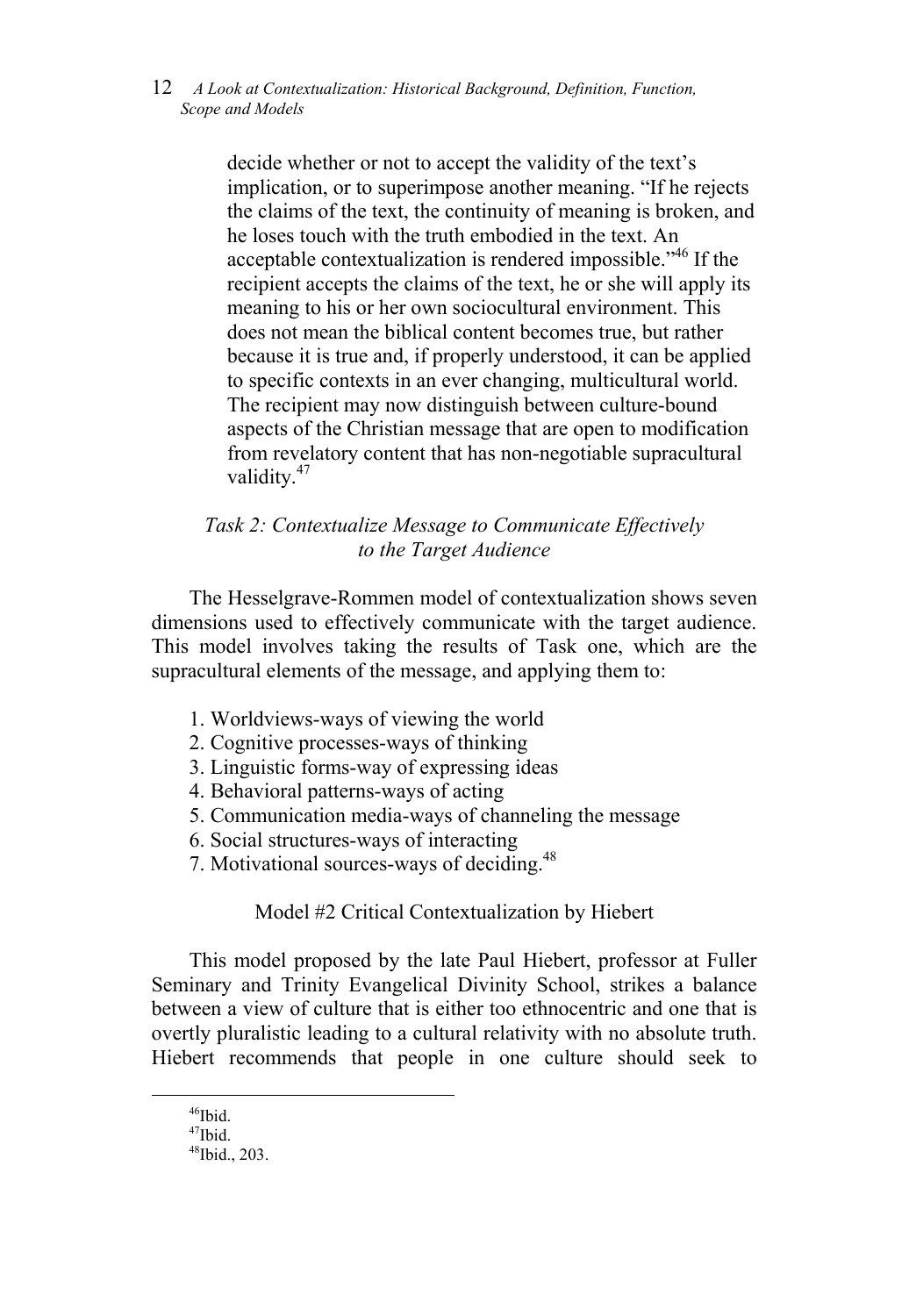decide whether or not to accept the validity of the text's implication, or to superimpose another meaning. "If he rejects the claims of the text, the continuity of meaning is broken, and he loses touch with the truth embodied in the text. An acceptable contextualization is rendered impossible."[46] If the recipient accepts the claims of the text, he or she will apply its meaning to his or her own sociocultural environment. This does not mean the biblical content becomes true, but rather because it is true and, if properly understood, it can be applied to specific contexts in an ever changing, multicultural world. The recipient may now distinguish between culture-bound aspects of the Christian message that are open to modification from revelatory content that has non-negotiable supracultural validity.[47]

*Task 2: Contextualize Message to Communicate Effectively to the Target Audience*

The Hesselgrave-Rommen model of contextualization shows seven dimensions used to effectively communicate with the target audience. This model involves taking the results of Task one, which are the supracultural elements of the message, and applying them to:

1. Worldviews-ways of viewing the world
2. Cognitive processes-ways of thinking
3. Linguistic forms-way of expressing ideas
4. Behavioral patterns-ways of acting
5. Communication media-ways of channeling the message
6. Social structures-ways of interacting
7. Motivational sources-ways of deciding.[48]

Model #2 Critical Contextualization by Hiebert

This model proposed by the late Paul Hiebert, professor at Fuller Seminary and Trinity Evangelical Divinity School, strikes a balance between a view of culture that is either too ethnocentric and one that is overtly pluralistic leading to a cultural relativity with no absolute truth. Hiebert recommends that people in one culture should seek to

---

[46]Ibid.

[47]Ibid.

[48]Ibid., 203.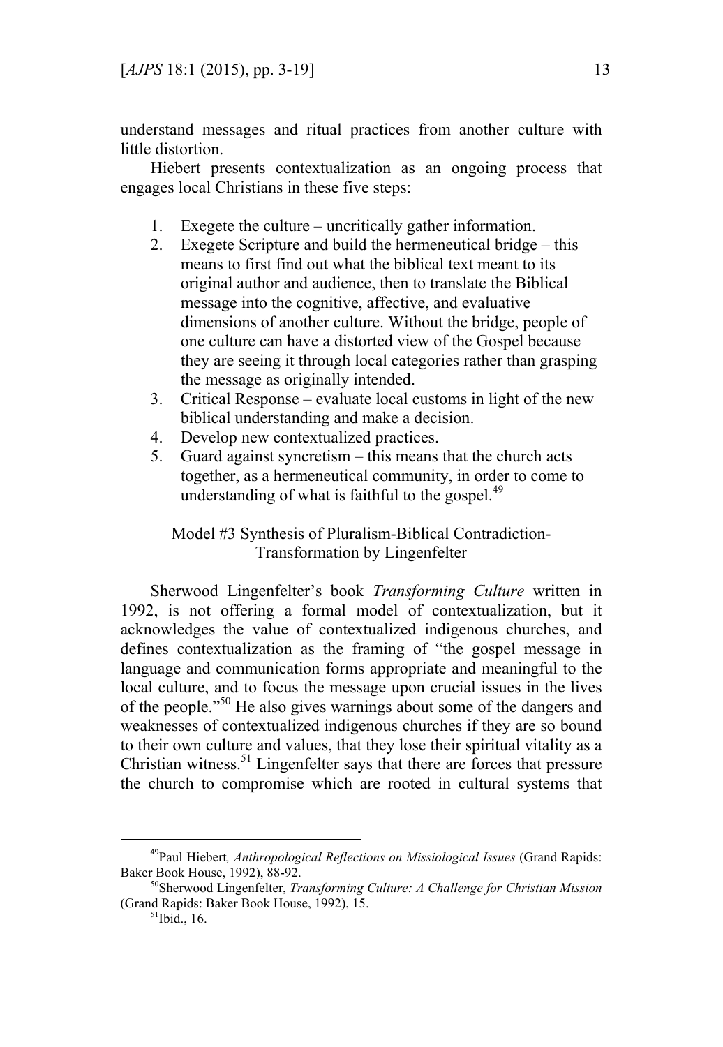understand messages and ritual practices from another culture with little distortion.

Hiebert presents contextualization as an ongoing process that engages local Christians in these five steps:

1. Exegete the culture – uncritically gather information.
2. Exegete Scripture and build the hermeneutical bridge – this means to first find out what the biblical text meant to its original author and audience, then to translate the Biblical message into the cognitive, affective, and evaluative dimensions of another culture. Without the bridge, people of one culture can have a distorted view of the Gospel because they are seeing it through local categories rather than grasping the message as originally intended.
3. Critical Response – evaluate local customs in light of the new biblical understanding and make a decision.
4. Develop new contextualized practices.
5. Guard against syncretism – this means that the church acts together, as a hermeneutical community, in order to come to understanding of what is faithful to the gospel.[49]

### Model #3 Synthesis of Pluralism-Biblical Contradiction-Transformation by Lingenfelter

Sherwood Lingenfelter's book *Transforming Culture* written in 1992, is not offering a formal model of contextualization, but it acknowledges the value of contextualized indigenous churches, and defines contextualization as the framing of "the gospel message in language and communication forms appropriate and meaningful to the local culture, and to focus the message upon crucial issues in the lives of the people."[50] He also gives warnings about some of the dangers and weaknesses of contextualized indigenous churches if they are so bound to their own culture and values, that they lose their spiritual vitality as a Christian witness.[51] Lingenfelter says that there are forces that pressure the church to compromise which are rooted in cultural systems that

---

[49]Paul Hiebert, *Anthropological Reflections on Missiological Issues* (Grand Rapids: Baker Book House, 1992), 88-92.

[50]Sherwood Lingenfelter, *Transforming Culture: A Challenge for Christian Mission* (Grand Rapids: Baker Book House, 1992), 15.

[51]Ibid., 16.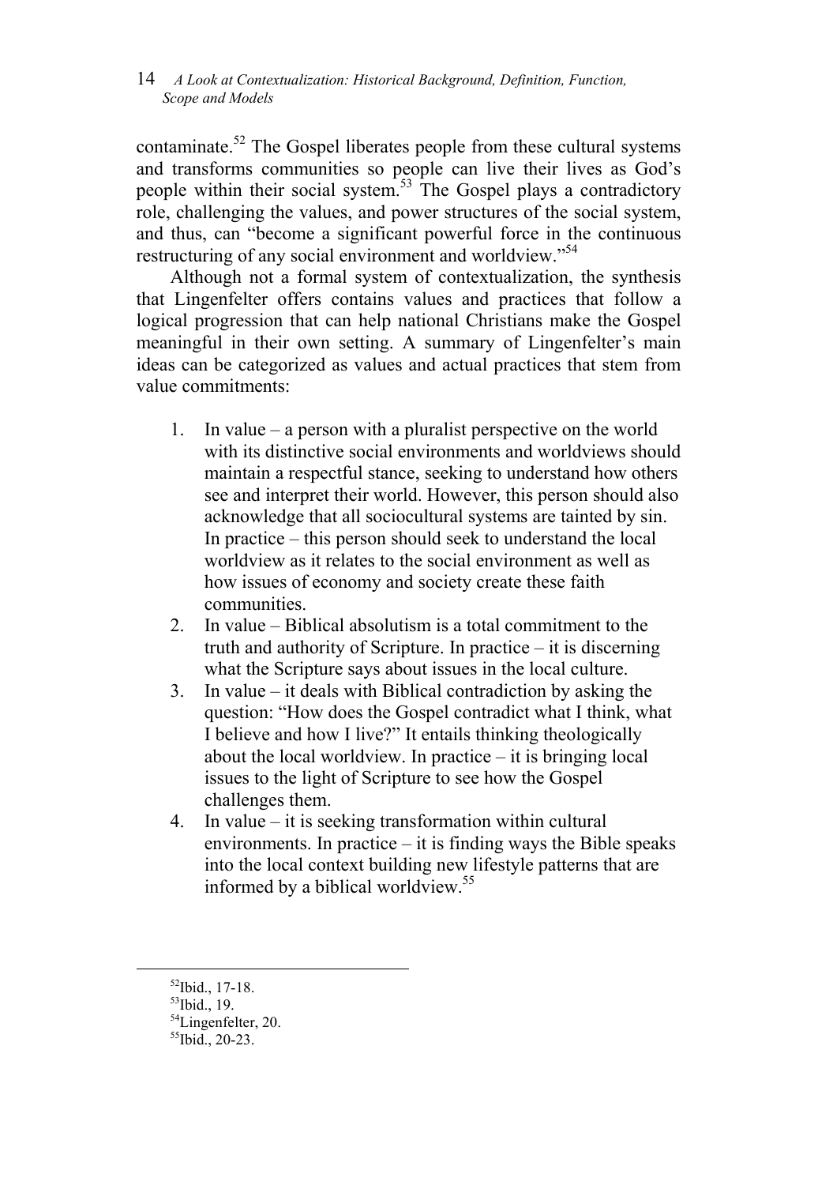contaminate.[52] The Gospel liberates people from these cultural systems and transforms communities so people can live their lives as God's people within their social system.[53] The Gospel plays a contradictory role, challenging the values, and power structures of the social system, and thus, can "become a significant powerful force in the continuous restructuring of any social environment and worldview."[54]

Although not a formal system of contextualization, the synthesis that Lingenfelter offers contains values and practices that follow a logical progression that can help national Christians make the Gospel meaningful in their own setting. A summary of Lingenfelter's main ideas can be categorized as values and actual practices that stem from value commitments:

1. In value – a person with a pluralist perspective on the world with its distinctive social environments and worldviews should maintain a respectful stance, seeking to understand how others see and interpret their world. However, this person should also acknowledge that all sociocultural systems are tainted by sin. In practice – this person should seek to understand the local worldview as it relates to the social environment as well as how issues of economy and society create these faith communities.
2. In value – Biblical absolutism is a total commitment to the truth and authority of Scripture. In practice – it is discerning what the Scripture says about issues in the local culture.
3. In value – it deals with Biblical contradiction by asking the question: "How does the Gospel contradict what I think, what I believe and how I live?" It entails thinking theologically about the local worldview. In practice – it is bringing local issues to the light of Scripture to see how the Gospel challenges them.
4. In value – it is seeking transformation within cultural environments. In practice – it is finding ways the Bible speaks into the local context building new lifestyle patterns that are informed by a biblical worldview.[55]

---

[52] Ibid., 17-18.

[53] Ibid., 19.

[54] Lingenfelter, 20.

[55] Ibid., 20-23.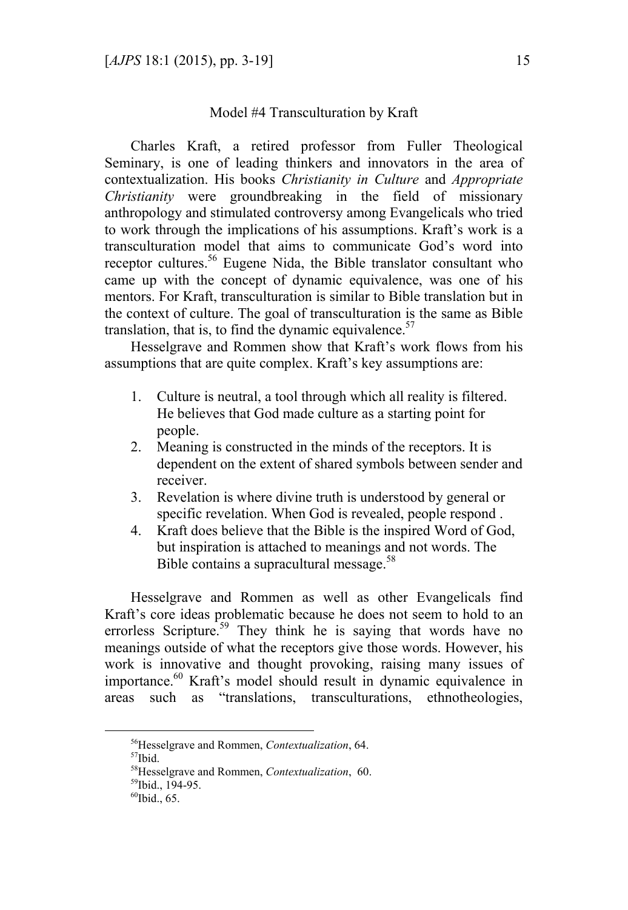Model #4 Transculturation by Kraft

Charles Kraft, a retired professor from Fuller Theological Seminary, is one of leading thinkers and innovators in the area of contextualization. His books *Christianity in Culture* and *Appropriate Christianity* were groundbreaking in the field of missionary anthropology and stimulated controversy among Evangelicals who tried to work through the implications of his assumptions. Kraft's work is a transculturation model that aims to communicate God's word into receptor cultures.[56] Eugene Nida, the Bible translator consultant who came up with the concept of dynamic equivalence, was one of his mentors. For Kraft, transculturation is similar to Bible translation but in the context of culture. The goal of transculturation is the same as Bible translation, that is, to find the dynamic equivalence.[57]

Hesselgrave and Rommen show that Kraft's work flows from his assumptions that are quite complex. Kraft's key assumptions are:

1. Culture is neutral, a tool through which all reality is filtered. He believes that God made culture as a starting point for people.
2. Meaning is constructed in the minds of the receptors. It is dependent on the extent of shared symbols between sender and receiver.
3. Revelation is where divine truth is understood by general or specific revelation. When God is revealed, people respond .
4. Kraft does believe that the Bible is the inspired Word of God, but inspiration is attached to meanings and not words. The Bible contains a supracultural message.[58]

Hesselgrave and Rommen as well as other Evangelicals find Kraft's core ideas problematic because he does not seem to hold to an errorless Scripture.[59] They think he is saying that words have no meanings outside of what the receptors give those words. However, his work is innovative and thought provoking, raising many issues of importance.[60] Kraft's model should result in dynamic equivalence in areas such as "translations, transculturations, ethnotheologies,

---

[56]Hesselgrave and Rommen, *Contextualization*, 64.

[57]Ibid.

[58]Hesselgrave and Rommen, *Contextualization*, 60.

[59]Ibid., 194-95.

[60]Ibid., 65.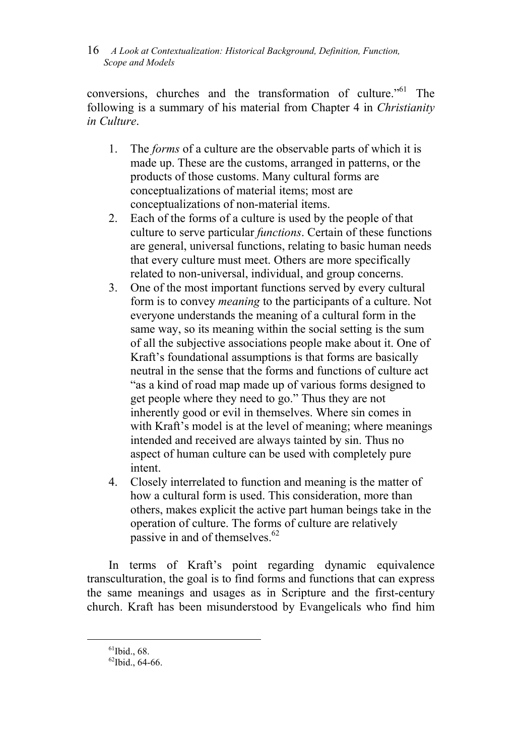conversions, churches and the transformation of culture."[61] The following is a summary of his material from Chapter 4 in *Christianity in Culture*.

1. The *forms* of a culture are the observable parts of which it is made up. These are the customs, arranged in patterns, or the products of those customs. Many cultural forms are conceptualizations of material items; most are conceptualizations of non-material items.
2. Each of the forms of a culture is used by the people of that culture to serve particular *functions*. Certain of these functions are general, universal functions, relating to basic human needs that every culture must meet. Others are more specifically related to non-universal, individual, and group concerns.
3. One of the most important functions served by every cultural form is to convey *meaning* to the participants of a culture. Not everyone understands the meaning of a cultural form in the same way, so its meaning within the social setting is the sum of all the subjective associations people make about it. One of Kraft's foundational assumptions is that forms are basically neutral in the sense that the forms and functions of culture act "as a kind of road map made up of various forms designed to get people where they need to go." Thus they are not inherently good or evil in themselves. Where sin comes in with Kraft's model is at the level of meaning; where meanings intended and received are always tainted by sin. Thus no aspect of human culture can be used with completely pure intent.
4. Closely interrelated to function and meaning is the matter of how a cultural form is used. This consideration, more than others, makes explicit the active part human beings take in the operation of culture. The forms of culture are relatively passive in and of themselves.[62]

In terms of Kraft's point regarding dynamic equivalence transculturation, the goal is to find forms and functions that can express the same meanings and usages as in Scripture and the first-century church. Kraft has been misunderstood by Evangelicals who find him

---

[61] Ibid., 68.

[62] Ibid., 64-66.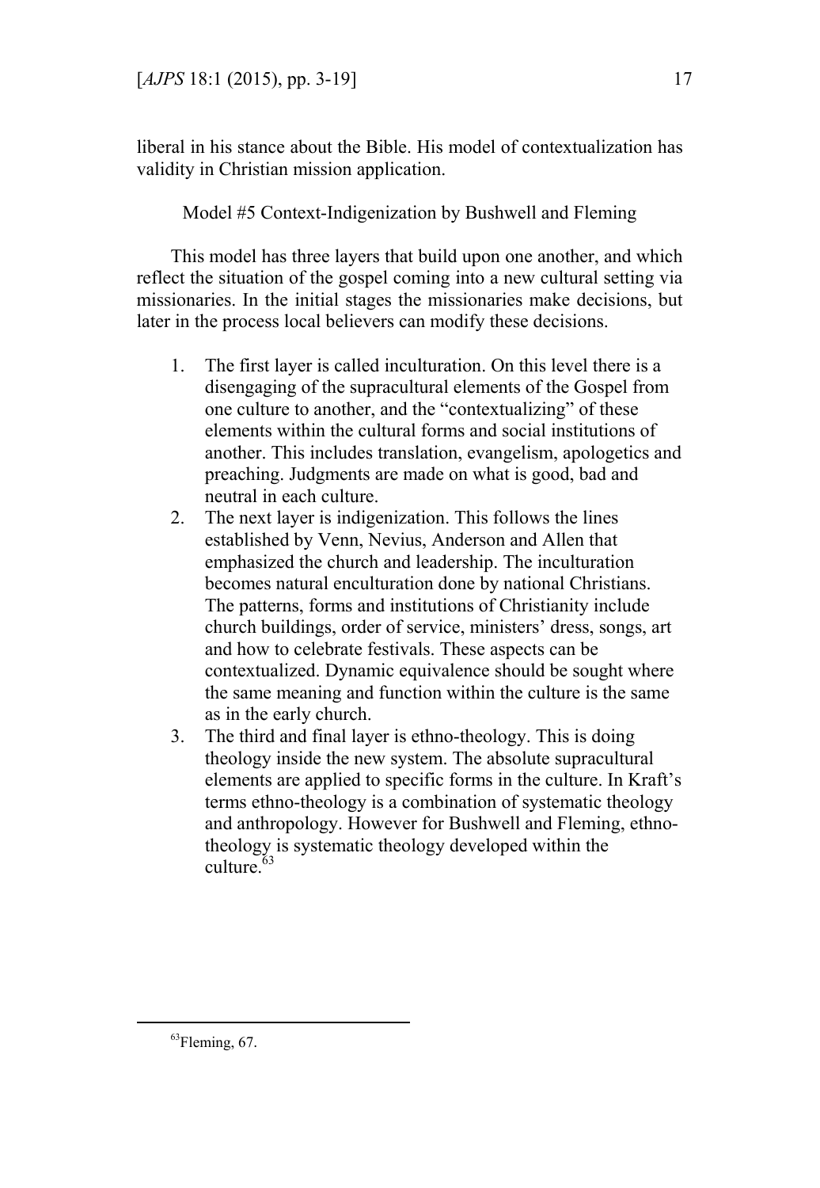liberal in his stance about the Bible. His model of contextualization has validity in Christian mission application.

### Model #5 Context-Indigenization by Bushwell and Fleming

This model has three layers that build upon one another, and which reflect the situation of the gospel coming into a new cultural setting via missionaries. In the initial stages the missionaries make decisions, but later in the process local believers can modify these decisions.

1. The first layer is called inculturation. On this level there is a disengaging of the supracultural elements of the Gospel from one culture to another, and the "contextualizing" of these elements within the cultural forms and social institutions of another. This includes translation, evangelism, apologetics and preaching. Judgments are made on what is good, bad and neutral in each culture.
2. The next layer is indigenization. This follows the lines established by Venn, Nevius, Anderson and Allen that emphasized the church and leadership. The inculturation becomes natural enculturation done by national Christians. The patterns, forms and institutions of Christianity include church buildings, order of service, ministers' dress, songs, art and how to celebrate festivals. These aspects can be contextualized. Dynamic equivalence should be sought where the same meaning and function within the culture is the same as in the early church.
3. The third and final layer is ethno-theology. This is doing theology inside the new system. The absolute supracultural elements are applied to specific forms in the culture. In Kraft's terms ethno-theology is a combination of systematic theology and anthropology. However for Bushwell and Fleming, ethno-theology is systematic theology developed within the culture.[63]

[63]Fleming, 67.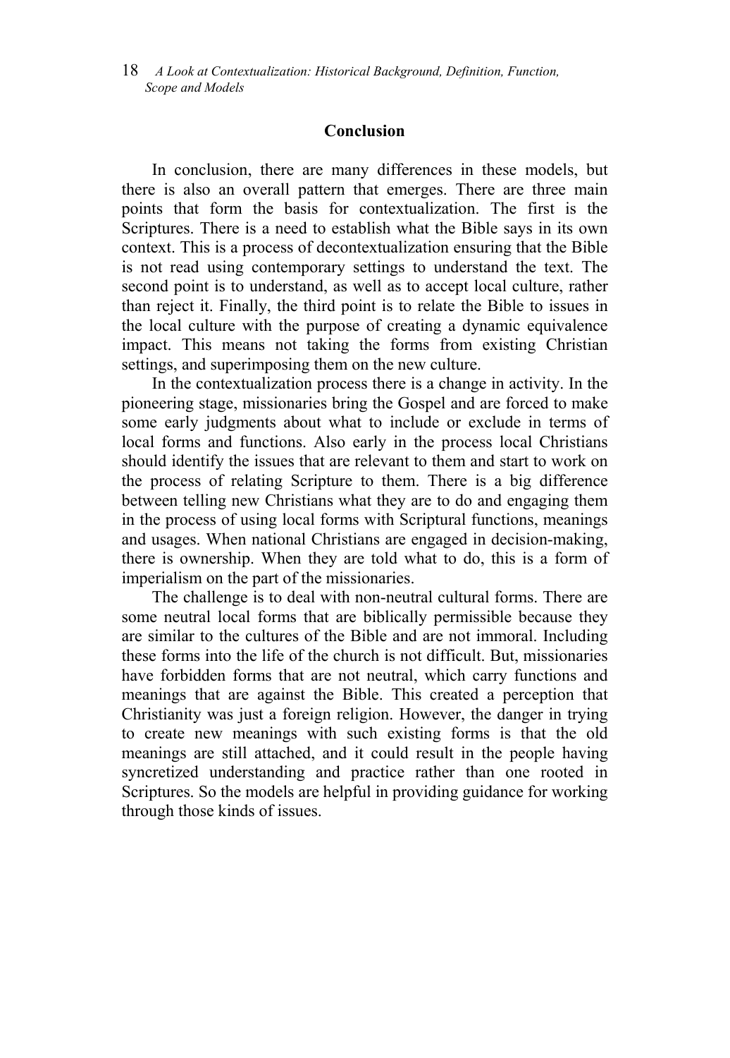## Conclusion

In conclusion, there are many differences in these models, but there is also an overall pattern that emerges. There are three main points that form the basis for contextualization. The first is the Scriptures. There is a need to establish what the Bible says in its own context. This is a process of decontextualization ensuring that the Bible is not read using contemporary settings to understand the text. The second point is to understand, as well as to accept local culture, rather than reject it. Finally, the third point is to relate the Bible to issues in the local culture with the purpose of creating a dynamic equivalence impact. This means not taking the forms from existing Christian settings, and superimposing them on the new culture.

In the contextualization process there is a change in activity. In the pioneering stage, missionaries bring the Gospel and are forced to make some early judgments about what to include or exclude in terms of local forms and functions. Also early in the process local Christians should identify the issues that are relevant to them and start to work on the process of relating Scripture to them. There is a big difference between telling new Christians what they are to do and engaging them in the process of using local forms with Scriptural functions, meanings and usages. When national Christians are engaged in decision-making, there is ownership. When they are told what to do, this is a form of imperialism on the part of the missionaries.

The challenge is to deal with non-neutral cultural forms. There are some neutral local forms that are biblically permissible because they are similar to the cultures of the Bible and are not immoral. Including these forms into the life of the church is not difficult. But, missionaries have forbidden forms that are not neutral, which carry functions and meanings that are against the Bible. This created a perception that Christianity was just a foreign religion. However, the danger in trying to create new meanings with such existing forms is that the old meanings are still attached, and it could result in the people having syncretized understanding and practice rather than one rooted in Scriptures. So the models are helpful in providing guidance for working through those kinds of issues.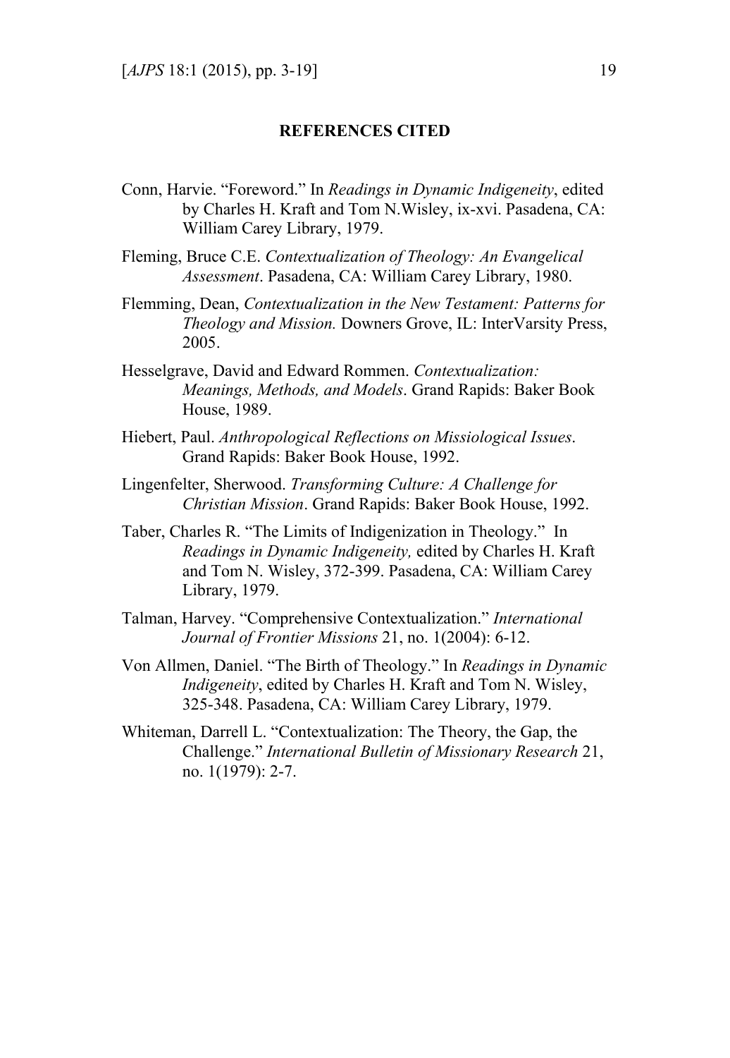## REFERENCES CITED

Conn, Harvie. "Foreword." In *Readings in Dynamic Indigeneity*, edited by Charles H. Kraft and Tom N.Wisley, ix-xvi. Pasadena, CA: William Carey Library, 1979.

Fleming, Bruce C.E. *Contextualization of Theology: An Evangelical Assessment*. Pasadena, CA: William Carey Library, 1980.

Flemming, Dean, *Contextualization in the New Testament: Patterns for Theology and Mission.* Downers Grove, IL: InterVarsity Press, 2005.

Hesselgrave, David and Edward Rommen. *Contextualization: Meanings, Methods, and Models*. Grand Rapids: Baker Book House, 1989.

Hiebert, Paul. *Anthropological Reflections on Missiological Issues*. Grand Rapids: Baker Book House, 1992.

Lingenfelter, Sherwood. *Transforming Culture: A Challenge for Christian Mission*. Grand Rapids: Baker Book House, 1992.

Taber, Charles R. "The Limits of Indigenization in Theology." In *Readings in Dynamic Indigeneity,* edited by Charles H. Kraft and Tom N. Wisley, 372-399. Pasadena, CA: William Carey Library, 1979.

Talman, Harvey. "Comprehensive Contextualization." *International Journal of Frontier Missions* 21, no. 1(2004): 6-12.

Von Allmen, Daniel. "The Birth of Theology." In *Readings in Dynamic Indigeneity*, edited by Charles H. Kraft and Tom N. Wisley, 325-348. Pasadena, CA: William Carey Library, 1979.

Whiteman, Darrell L. "Contextualization: The Theory, the Gap, the Challenge." *International Bulletin of Missionary Research* 21, no. 1(1979): 2-7.